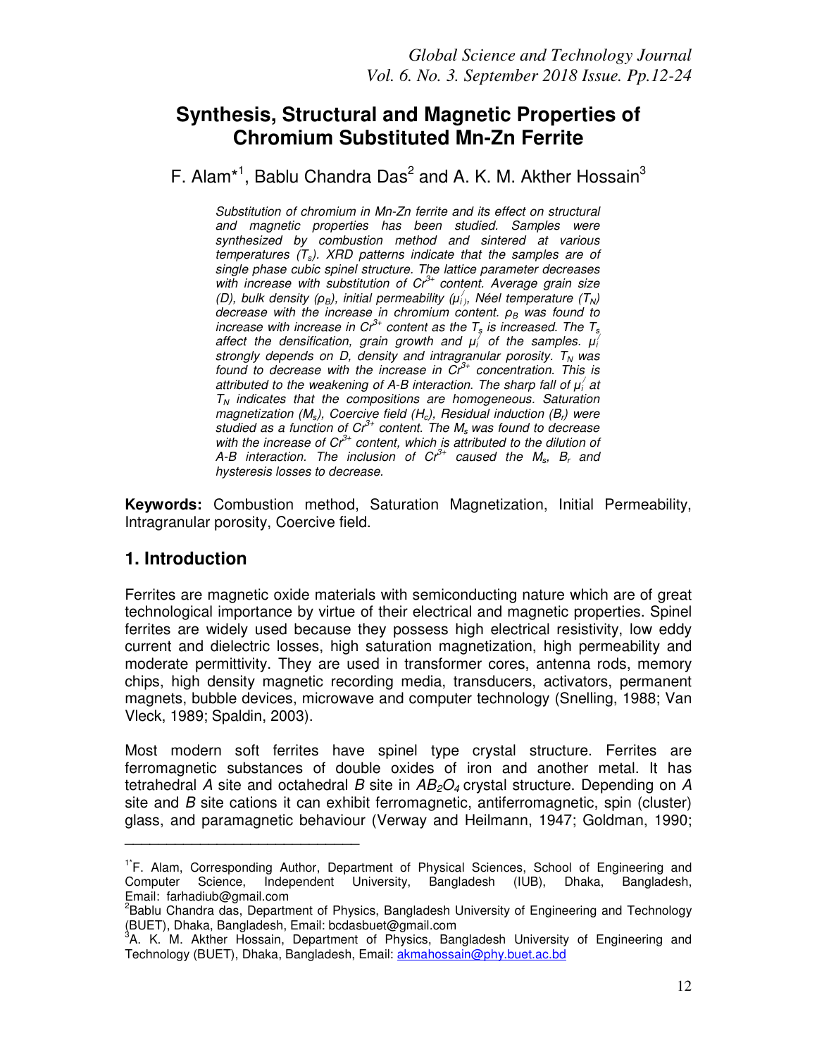# Synthesis, Structural and Magnetic Properties of Chromium Substituted Mn-Zn Ferrite

F. Alam*[1], Bablu Chandra Das[2] and A. K. M. Akther Hossain[3]

*Substitution of chromium in Mn-Zn ferrite and its effect on structural and magnetic properties has been studied. Samples were synthesized by combustion method and sintered at various temperatures ($T_s$). XRD patterns indicate that the samples are of single phase cubic spinel structure. The lattice parameter decreases with increase with substitution of $Cr^{3+}$ content. Average grain size (D), bulk density ($\rho_B$), initial permeability ($\mu_i^{/}$), Néel temperature ($T_N$) decrease with the increase in chromium content. $\rho_B$ was found to increase with increase in $Cr^{3+}$ content as the $T_s$ is increased. The $T_s$ affect the densification, grain growth and $\mu_i^{/}$ of the samples. $\mu_i^{/}$ strongly depends on D, density and intragranular porosity. $T_N$ was found to decrease with the increase in $Cr^{3+}$ concentration. This is attributed to the weakening of A-B interaction. The sharp fall of $\mu_i^{/}$ at $T_N$ indicates that the compositions are homogeneous. Saturation magnetization ($M_s$), Coercive field ($H_c$), Residual induction ($B_r$) were studied as a function of $Cr^{3+}$ content. The $M_s$ was found to decrease with the increase of $Cr^{3+}$ content, which is attributed to the dilution of A-B interaction. The inclusion of $Cr^{3+}$ caused the $M_s$, $B_r$ and hysteresis losses to decrease.*

**Keywords:** Combustion method, Saturation Magnetization, Initial Permeability, Intragranular porosity, Coercive field.

## 1. Introduction

Ferrites are magnetic oxide materials with semiconducting nature which are of great technological importance by virtue of their electrical and magnetic properties. Spinel ferrites are widely used because they possess high electrical resistivity, low eddy current and dielectric losses, high saturation magnetization, high permeability and moderate permittivity. They are used in transformer cores, antenna rods, memory chips, high density magnetic recording media, transducers, activators, permanent magnets, bubble devices, microwave and computer technology (Snelling, 1988; Van Vleck, 1989; Spaldin, 2003).

Most modern soft ferrites have spinel type crystal structure. Ferrites are ferromagnetic substances of double oxides of iron and another metal. It has tetrahedral *A* site and octahedral *B* site in $AB_2O_4$ crystal structure. Depending on *A* site and *B* site cations it can exhibit ferromagnetic, antiferromagnetic, spin (cluster) glass, and paramagnetic behaviour (Verway and Heilmann, 1947; Goldman, 1990;

---

[1*] F. Alam, Corresponding Author, Department of Physical Sciences, School of Engineering and Computer Science, Independent University, Bangladesh (IUB), Dhaka, Bangladesh, Email: farhadiub@gmail.com

[2] Bablu Chandra das, Department of Physics, Bangladesh University of Engineering and Technology (BUET), Dhaka, Bangladesh, Email: bcdasbuet@gmail.com

[3] A. K. M. Akther Hossain, Department of Physics, Bangladesh University of Engineering and Technology (BUET), Dhaka, Bangladesh, Email: akmahossain@phy.buet.ac.bd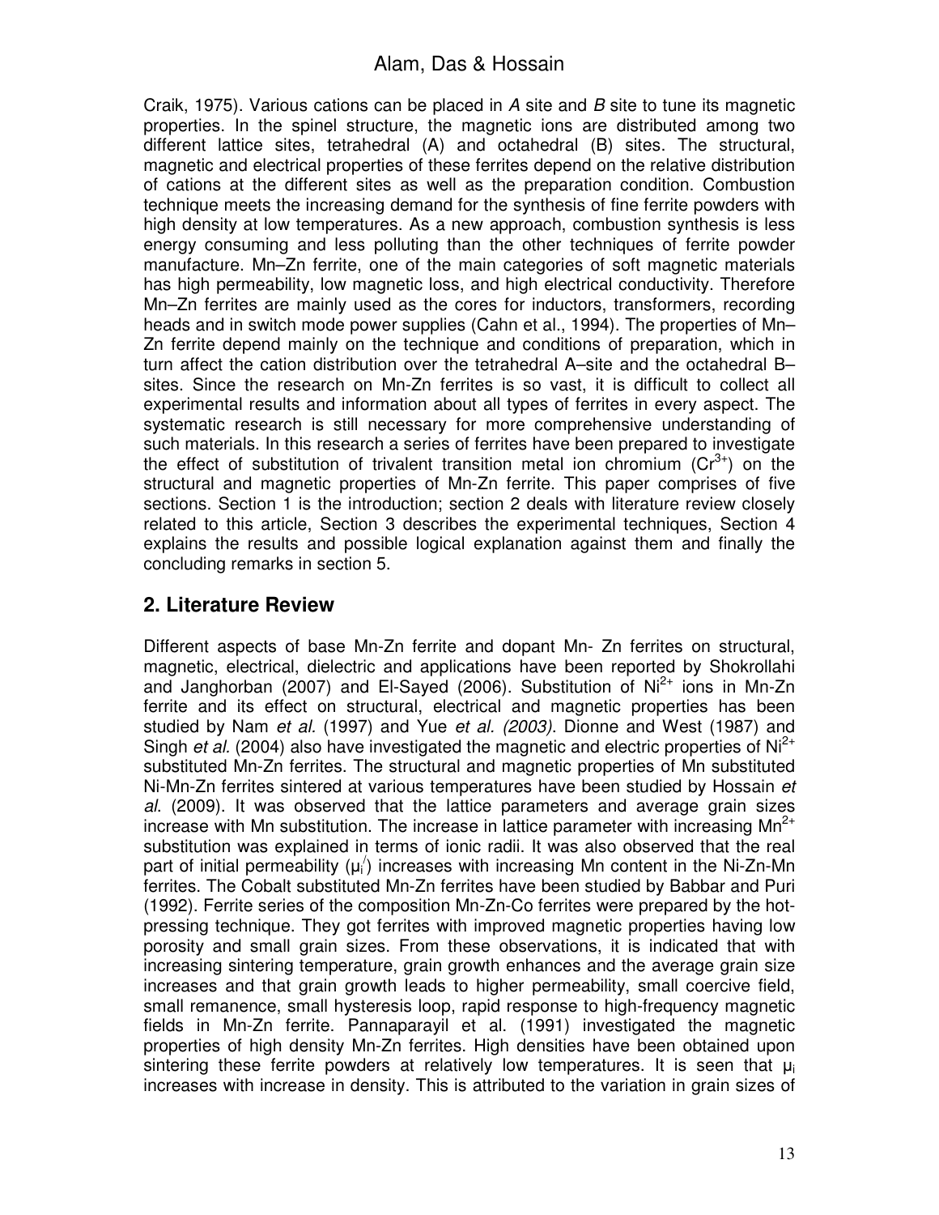Craik, 1975). Various cations can be placed in *A* site and *B* site to tune its magnetic properties. In the spinel structure, the magnetic ions are distributed among two different lattice sites, tetrahedral (A) and octahedral (B) sites. The structural, magnetic and electrical properties of these ferrites depend on the relative distribution of cations at the different sites as well as the preparation condition. Combustion technique meets the increasing demand for the synthesis of fine ferrite powders with high density at low temperatures. As a new approach, combustion synthesis is less energy consuming and less polluting than the other techniques of ferrite powder manufacture. Mn–Zn ferrite, one of the main categories of soft magnetic materials has high permeability, low magnetic loss, and high electrical conductivity. Therefore Mn–Zn ferrites are mainly used as the cores for inductors, transformers, recording heads and in switch mode power supplies (Cahn et al., 1994). The properties of Mn–Zn ferrite depend mainly on the technique and conditions of preparation, which in turn affect the cation distribution over the tetrahedral A–site and the octahedral B–sites. Since the research on Mn-Zn ferrites is so vast, it is difficult to collect all experimental results and information about all types of ferrites in every aspect. The systematic research is still necessary for more comprehensive understanding of such materials. In this research a series of ferrites have been prepared to investigate the effect of substitution of trivalent transition metal ion chromium ($Cr^{3+}$) on the structural and magnetic properties of Mn-Zn ferrite. This paper comprises of five sections. Section 1 is the introduction; section 2 deals with literature review closely related to this article, Section 3 describes the experimental techniques, Section 4 explains the results and possible logical explanation against them and finally the concluding remarks in section 5.

## 2. Literature Review

Different aspects of base Mn-Zn ferrite and dopant Mn- Zn ferrites on structural, magnetic, electrical, dielectric and applications have been reported by Shokrollahi and Janghorban (2007) and El-Sayed (2006). Substitution of $Ni^{2+}$ ions in Mn-Zn ferrite and its effect on structural, electrical and magnetic properties has been studied by Nam *et al.* (1997) and Yue *et al. (2003)*. Dionne and West (1987) and Singh *et al.* (2004) also have investigated the magnetic and electric properties of $Ni^{2+}$ substituted Mn-Zn ferrites. The structural and magnetic properties of Mn substituted Ni-Mn-Zn ferrites sintered at various temperatures have been studied by Hossain *et al*. (2009). It was observed that the lattice parameters and average grain sizes increase with Mn substitution. The increase in lattice parameter with increasing $Mn^{2+}$ substitution was explained in terms of ionic radii. It was also observed that the real part of initial permeability ($\mu_i'$) increases with increasing Mn content in the Ni-Zn-Mn ferrites. The Cobalt substituted Mn-Zn ferrites have been studied by Babbar and Puri (1992). Ferrite series of the composition Mn-Zn-Co ferrites were prepared by the hot-pressing technique. They got ferrites with improved magnetic properties having low porosity and small grain sizes. From these observations, it is indicated that with increasing sintering temperature, grain growth enhances and the average grain size increases and that grain growth leads to higher permeability, small coercive field, small remanence, small hysteresis loop, rapid response to high-frequency magnetic fields in Mn-Zn ferrite. Pannaparayil et al. (1991) investigated the magnetic properties of high density Mn-Zn ferrites. High densities have been obtained upon sintering these ferrite powders at relatively low temperatures. It is seen that $\mu_i$ increases with increase in density. This is attributed to the variation in grain sizes of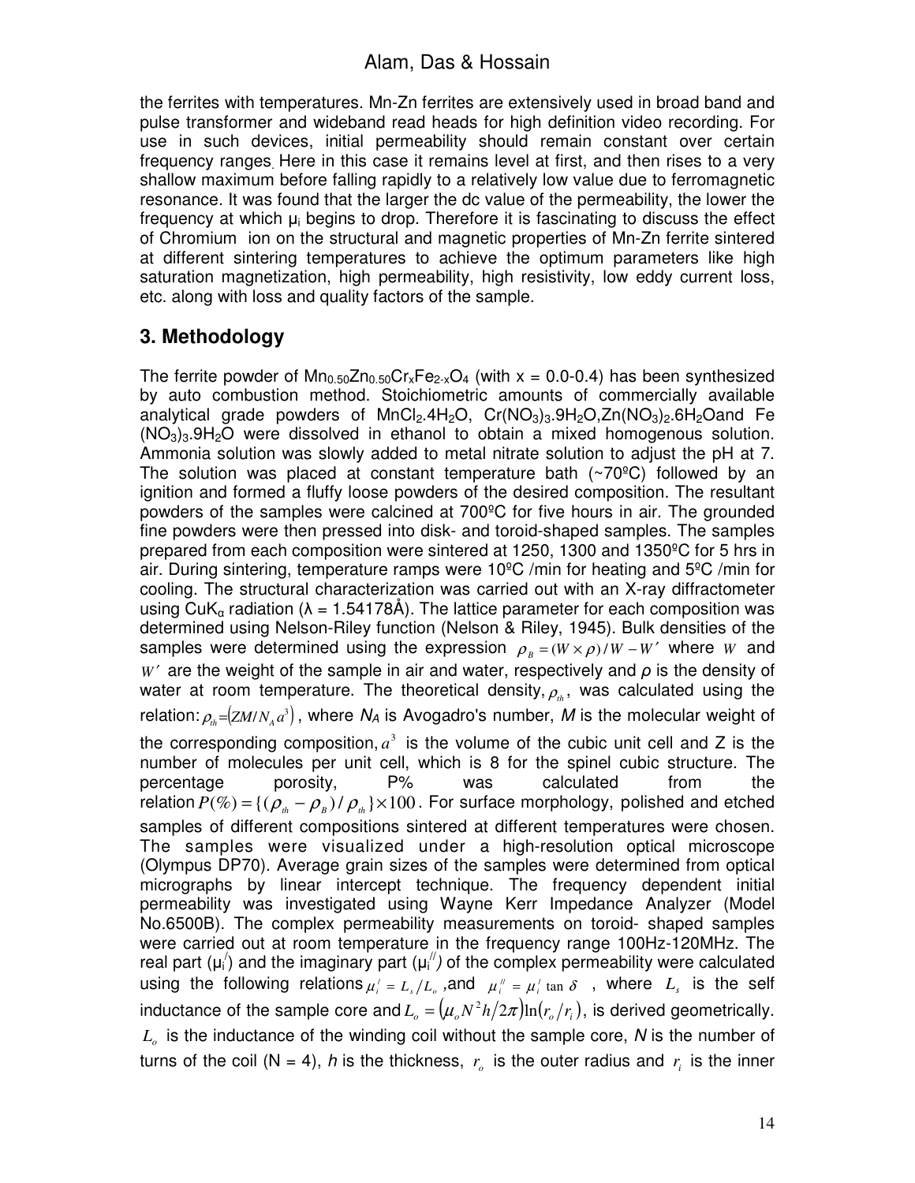the ferrites with temperatures. Mn-Zn ferrites are extensively used in broad band and pulse transformer and wideband read heads for high definition video recording. For use in such devices, initial permeability should remain constant over certain frequency ranges. Here in this case it remains level at first, and then rises to a very shallow maximum before falling rapidly to a relatively low value due to ferromagnetic resonance. It was found that the larger the dc value of the permeability, the lower the frequency at which $\mu_i$ begins to drop. Therefore it is fascinating to discuss the effect of Chromium ion on the structural and magnetic properties of Mn-Zn ferrite sintered at different sintering temperatures to achieve the optimum parameters like high saturation magnetization, high permeability, high resistivity, low eddy current loss, etc. along with loss and quality factors of the sample.

## 3. Methodology

The ferrite powder of $Mn_{0.50}Zn_{0.50}Cr_xFe_{2-x}O_4$ (with x = 0.0-0.4) has been synthesized by auto combustion method. Stoichiometric amounts of commercially available analytical grade powders of $MnCl_2.4H_2O$, $Cr(NO_3)_3.9H_2O$, $Zn(NO_3)_2.6H_2O$ and $Fe(NO_3)_3.9H_2O$ were dissolved in ethanol to obtain a mixed homogenous solution. Ammonia solution was slowly added to metal nitrate solution to adjust the pH at 7. The solution was placed at constant temperature bath (~70ºC) followed by an ignition and formed a fluffy loose powders of the desired composition. The resultant powders of the samples were calcined at 700ºC for five hours in air. The grounded fine powders were then pressed into disk- and toroid-shaped samples. The samples prepared from each composition were sintered at 1250, 1300 and 1350ºC for 5 hrs in air. During sintering, temperature ramps were 10ºC /min for heating and 5ºC /min for cooling. The structural characterization was carried out with an X-ray diffractometer using $CuK_\alpha$ radiation ($\lambda$ = 1.54178Å). The lattice parameter for each composition was determined using Nelson-Riley function (Nelson & Riley, 1945). Bulk densities of the samples were determined using the expression $\rho_B = (W \times \rho)/W - W'$ where $W$ and $W'$ are the weight of the sample in air and water, respectively and $\rho$ is the density of water at room temperature. The theoretical density, $\rho_{th}$, was calculated using the relation: $\rho_{th} = (ZM/N_A a^3)$, where $N_A$ is Avogadro's number, $M$ is the molecular weight of the corresponding composition, $a^3$ is the volume of the cubic unit cell and Z is the number of molecules per unit cell, which is 8 for the spinel cubic structure. The percentage porosity, P% was calculated from the relation $P(\%) = \{(\rho_{th} - \rho_B)/\rho_{th}\} \times 100$. For surface morphology, polished and etched samples of different compositions sintered at different temperatures were chosen. The samples were visualized under a high-resolution optical microscope (Olympus DP70). Average grain sizes of the samples were determined from optical micrographs by linear intercept technique. The frequency dependent initial permeability was investigated using Wayne Kerr Impedance Analyzer (Model No.6500B). The complex permeability measurements on toroid- shaped samples were carried out at room temperature in the frequency range 100Hz-120MHz. The real part ($\mu_i'$) and the imaginary part ($\mu_i''$) of the complex permeability were calculated using the following relations $\mu_i' = L_s/L_o$, and $\mu_i'' = \mu_i' \tan\delta$, where $L_s$ is the self inductance of the sample core and $L_o = (\mu_o N^2 h/2\pi)\ln(r_o/r_i)$, is derived geometrically. $L_o$ is the inductance of the winding coil without the sample core, $N$ is the number of turns of the coil (N = 4), $h$ is the thickness, $r_o$ is the outer radius and $r_i$ is the inner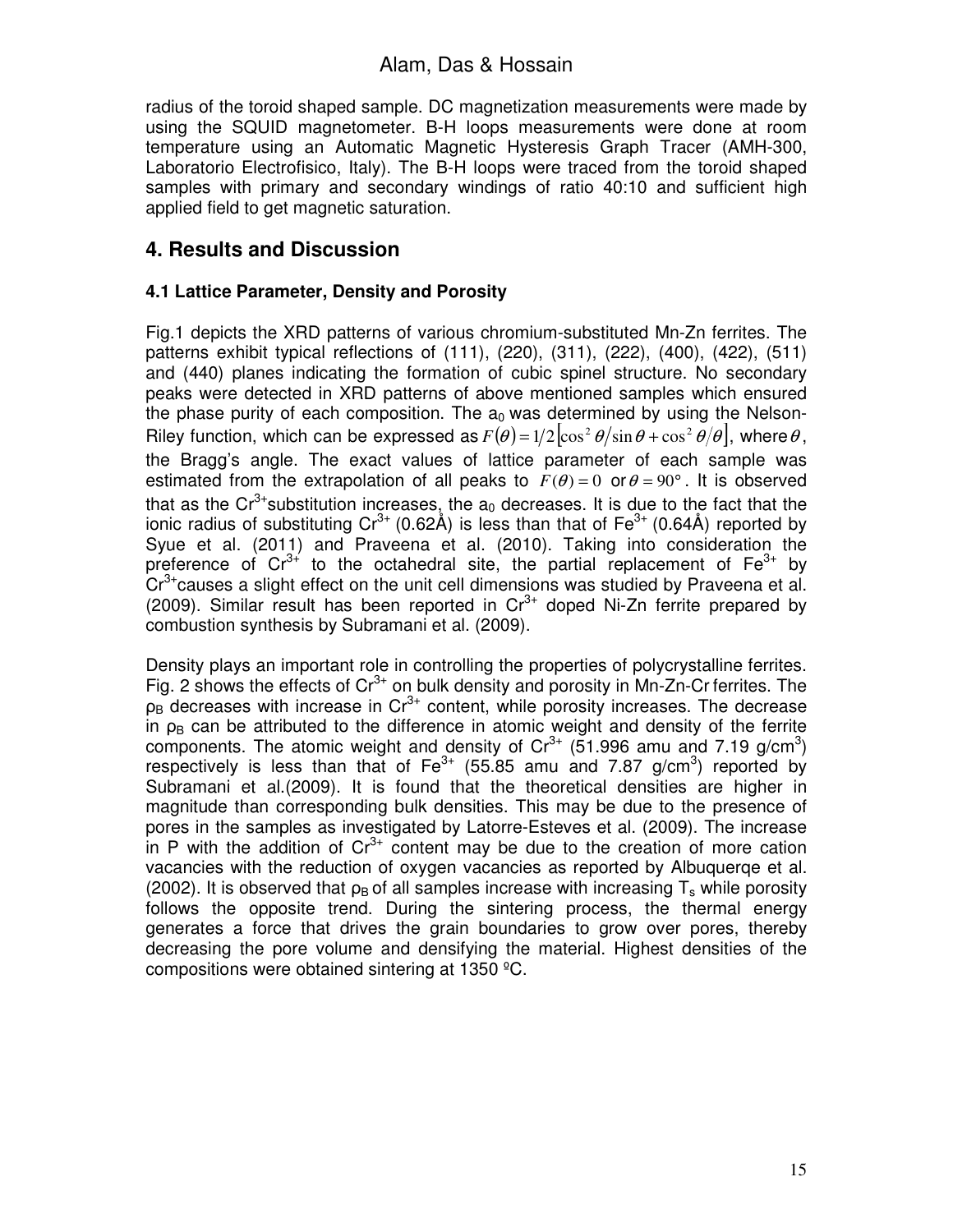radius of the toroid shaped sample. DC magnetization measurements were made by using the SQUID magnetometer. B-H loops measurements were done at room temperature using an Automatic Magnetic Hysteresis Graph Tracer (AMH-300, Laboratorio Electrofisico, Italy). The B-H loops were traced from the toroid shaped samples with primary and secondary windings of ratio 40:10 and sufficient high applied field to get magnetic saturation.

## 4. Results and Discussion

### 4.1 Lattice Parameter, Density and Porosity

Fig.1 depicts the XRD patterns of various chromium-substituted Mn-Zn ferrites. The patterns exhibit typical reflections of (111), (220), (311), (222), (400), (422), (511) and (440) planes indicating the formation of cubic spinel structure. No secondary peaks were detected in XRD patterns of above mentioned samples which ensured the phase purity of each composition. The $a_0$ was determined by using the Nelson-Riley function, which can be expressed as $F(\theta) = 1/2\left[\cos^2\theta/\sin\theta + \cos^2\theta/\theta\right]$, where $\theta$, the Bragg's angle. The exact values of lattice parameter of each sample was estimated from the extrapolation of all peaks to $F(\theta) = 0$ or $\theta = 90°$. It is observed that as the $Cr^{3+}$substitution increases, the $a_0$ decreases. It is due to the fact that the ionic radius of substituting $Cr^{3+}$ (0.62Å) is less than that of $Fe^{3+}$ (0.64Å) reported by Syue et al. (2011) and Praveena et al. (2010). Taking into consideration the preference of $Cr^{3+}$ to the octahedral site, the partial replacement of $Fe^{3+}$ by $Cr^{3+}$causes a slight effect on the unit cell dimensions was studied by Praveena et al. (2009). Similar result has been reported in $Cr^{3+}$ doped Ni-Zn ferrite prepared by combustion synthesis by Subramani et al. (2009).

Density plays an important role in controlling the properties of polycrystalline ferrites. Fig. 2 shows the effects of $Cr^{3+}$ on bulk density and porosity in Mn-Zn-Cr ferrites. The $\rho_B$ decreases with increase in $Cr^{3+}$ content, while porosity increases. The decrease in $\rho_B$ can be attributed to the difference in atomic weight and density of the ferrite components. The atomic weight and density of $Cr^{3+}$ (51.996 amu and 7.19 g/cm$^3$) respectively is less than that of $Fe^{3+}$ (55.85 amu and 7.87 g/cm$^3$) reported by Subramani et al.(2009). It is found that the theoretical densities are higher in magnitude than corresponding bulk densities. This may be due to the presence of pores in the samples as investigated by Latorre-Esteves et al. (2009). The increase in P with the addition of $Cr^{3+}$ content may be due to the creation of more cation vacancies with the reduction of oxygen vacancies as reported by Albuquerqe et al. (2002). It is observed that $\rho_B$ of all samples increase with increasing $T_s$ while porosity follows the opposite trend. During the sintering process, the thermal energy generates a force that drives the grain boundaries to grow over pores, thereby decreasing the pore volume and densifying the material. Highest densities of the compositions were obtained sintering at 1350 ºC.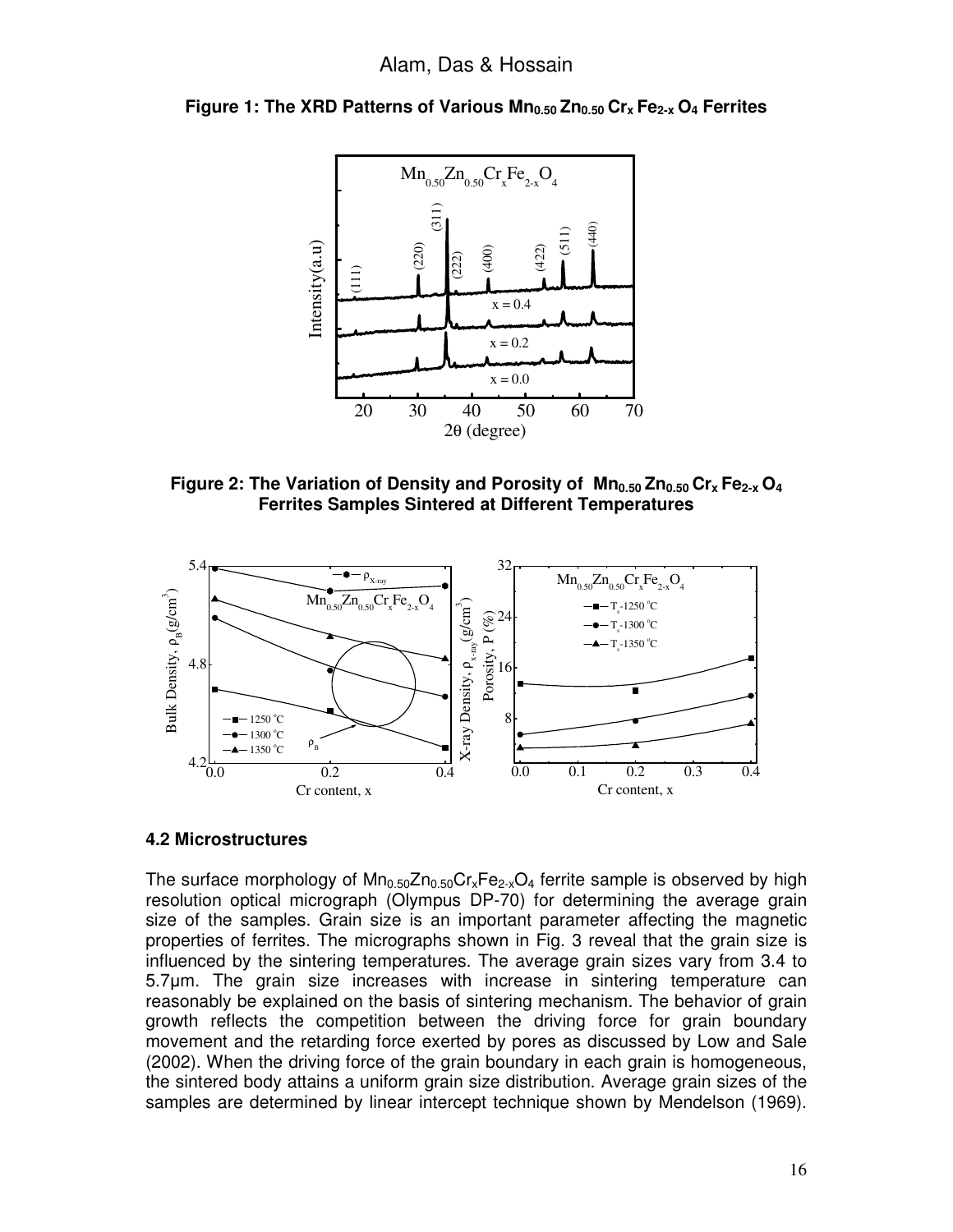**Figure 1: The XRD Patterns of Various $Mn_{0.50}Zn_{0.50}Cr_xFe_{2-x}O_4$ Ferrites**

**Figure 2: The Variation of Density and Porosity of $Mn_{0.50}Zn_{0.50}Cr_xFe_{2-x}O_4$ Ferrites Samples Sintered at Different Temperatures**

### 4.2 Microstructures

The surface morphology of $Mn_{0.50}Zn_{0.50}Cr_xFe_{2-x}O_4$ ferrite sample is observed by high resolution optical micrograph (Olympus DP-70) for determining the average grain size of the samples. Grain size is an important parameter affecting the magnetic properties of ferrites. The micrographs shown in Fig. 3 reveal that the grain size is influenced by the sintering temperatures. The average grain sizes vary from 3.4 to 5.7μm. The grain size increases with increase in sintering temperature can reasonably be explained on the basis of sintering mechanism. The behavior of grain growth reflects the competition between the driving force for grain boundary movement and the retarding force exerted by pores as discussed by Low and Sale (2002). When the driving force of the grain boundary in each grain is homogeneous, the sintered body attains a uniform grain size distribution. Average grain sizes of the samples are determined by linear intercept technique shown by Mendelson (1969).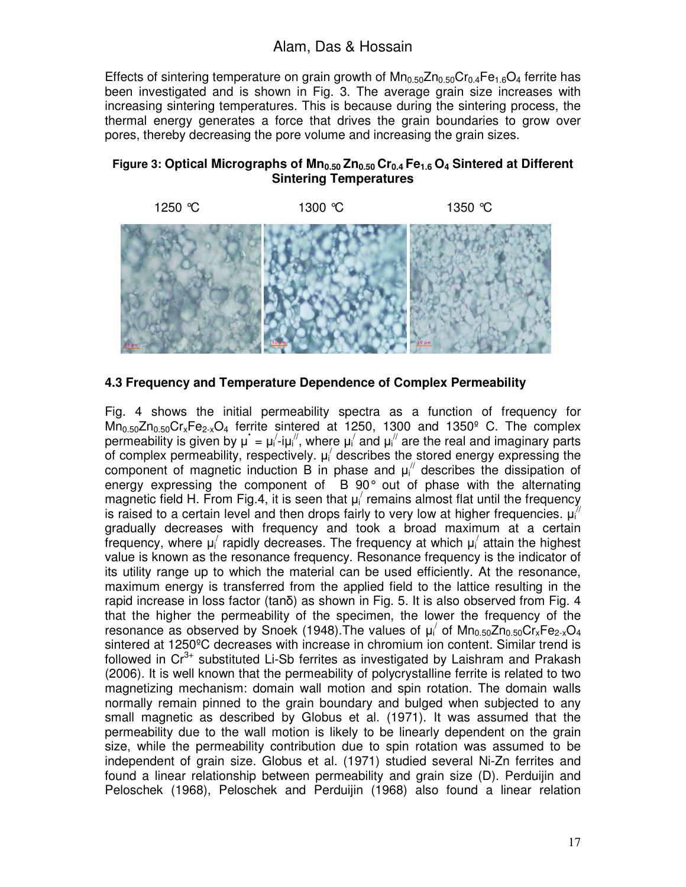Effects of sintering temperature on grain growth of $Mn_{0.50}Zn_{0.50}Cr_{0.4}Fe_{1.6}O_4$ ferrite has been investigated and is shown in Fig. 3. The average grain size increases with increasing sintering temperatures. This is because during the sintering process, the thermal energy generates a force that drives the grain boundaries to grow over pores, thereby decreasing the pore volume and increasing the grain sizes.

**Figure 3: Optical Micrographs of $Mn_{0.50}Zn_{0.50}Cr_{0.4}Fe_{1.6}O_4$ Sintered at Different Sintering Temperatures**

1250 °C        1300 °C        1350 °C

### 4.3 Frequency and Temperature Dependence of Complex Permeability

Fig. 4 shows the initial permeability spectra as a function of frequency for $Mn_{0.50}Zn_{0.50}Cr_xFe_{2-x}O_4$ ferrite sintered at 1250, 1300 and 1350º C. The complex permeability is given by $\mu^* = \mu_i^{/}-i\mu_i^{//}$, where $\mu_i^{/}$ and $\mu_i^{//}$ are the real and imaginary parts of complex permeability, respectively. $\mu_i^{/}$ describes the stored energy expressing the component of magnetic induction B in phase and $\mu_i^{//}$ describes the dissipation of energy expressing the component of B 90° out of phase with the alternating magnetic field H. From Fig.4, it is seen that $\mu_i^{/}$ remains almost flat until the frequency is raised to a certain level and then drops fairly to very low at higher frequencies. $\mu_i^{//}$ gradually decreases with frequency and took a broad maximum at a certain frequency, where $\mu_i^{/}$ rapidly decreases. The frequency at which $\mu_i^{/}$ attain the highest value is known as the resonance frequency. Resonance frequency is the indicator of its utility range up to which the material can be used efficiently. At the resonance, maximum energy is transferred from the applied field to the lattice resulting in the rapid increase in loss factor (tanδ) as shown in Fig. 5. It is also observed from Fig. 4 that the higher the permeability of the specimen, the lower the frequency of the resonance as observed by Snoek (1948).The values of $\mu_i^{/}$ of $Mn_{0.50}Zn_{0.50}Cr_xFe_{2-x}O_4$ sintered at 1250ºC decreases with increase in chromium ion content. Similar trend is followed in $Cr^{3+}$ substituted Li-Sb ferrites as investigated by Laishram and Prakash (2006). It is well known that the permeability of polycrystalline ferrite is related to two magnetizing mechanism: domain wall motion and spin rotation. The domain walls normally remain pinned to the grain boundary and bulged when subjected to any small magnetic as described by Globus et al. (1971). It was assumed that the permeability due to the wall motion is likely to be linearly dependent on the grain size, while the permeability contribution due to spin rotation was assumed to be independent of grain size. Globus et al. (1971) studied several Ni-Zn ferrites and found a linear relationship between permeability and grain size (D). Perduijin and Peloschek (1968), Peloschek and Perduijin (1968) also found a linear relation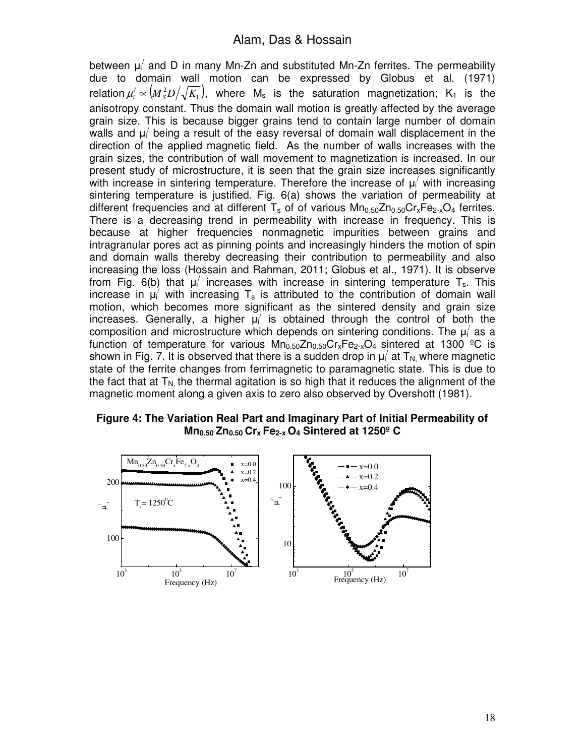between $\mu_i^{/}$ and D in many Mn-Zn and substituted Mn-Zn ferrites. The permeability due to domain wall motion can be expressed by Globus et al. (1971) relation $\mu_i^{/} \propto \left(M_S^2 D / \sqrt{K_1}\right)$, where $M_s$ is the saturation magnetization; $K_1$ is the anisotropy constant. Thus the domain wall motion is greatly affected by the average grain size. This is because bigger grains tend to contain large number of domain walls and $\mu_i^{/}$ being a result of the easy reversal of domain wall displacement in the direction of the applied magnetic field. As the number of walls increases with the grain sizes, the contribution of wall movement to magnetization is increased. In our present study of microstructure, it is seen that the grain size increases significantly with increase in sintering temperature. Therefore the increase of $\mu_i^{/}$ with increasing sintering temperature is justified. Fig. 6(a) shows the variation of permeability at different frequencies and at different $T_s$ of of various $Mn_{0.50}Zn_{0.50}Cr_xFe_{2-x}O_4$ ferrites. There is a decreasing trend in permeability with increase in frequency. This is because at higher frequencies nonmagnetic impurities between grains and intragranular pores act as pinning points and increasingly hinders the motion of spin and domain walls thereby decreasing their contribution to permeability and also increasing the loss (Hossain and Rahman, 2011; Globus et al., 1971). It is observe from Fig. 6(b) that $\mu_i^{/}$ increases with increase in sintering temperature $T_s$. This increase in $\mu_i^{/}$ with increasing $T_s$ is attributed to the contribution of domain wall motion, which becomes more significant as the sintered density and grain size increases. Generally, a higher $\mu_i^{/}$ is obtained through the control of both the composition and microstructure which depends on sintering conditions. The $\mu_i^{/}$ as a function of temperature for various $Mn_{0.50}Zn_{0.50}Cr_xFe_{2-x}O_4$ sintered at 1300 ºC is shown in Fig. 7. It is observed that there is a sudden drop in $\mu_i^{/}$ at $T_N$, where magnetic state of the ferrite changes from ferrimagnetic to paramagnetic state. This is due to the fact that at $T_N$, the thermal agitation is so high that it reduces the alignment of the magnetic moment along a given axis to zero also observed by Overshott (1981).

**Figure 4: The Variation Real Part and Imaginary Part of Initial Permeability of $Mn_{0.50}Zn_{0.50}Cr_xFe_{2-x}O_4$ Sintered at 1250º C**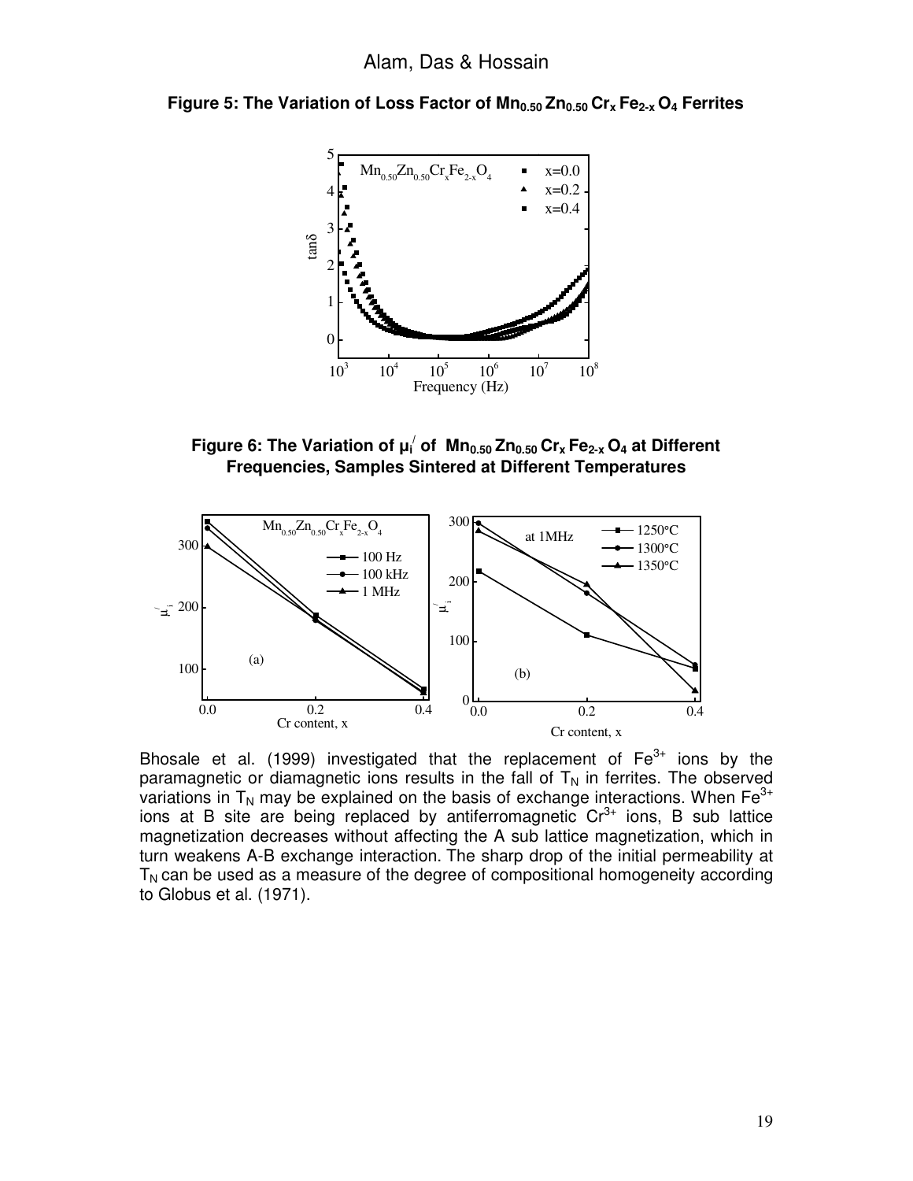**Figure 5: The Variation of Loss Factor of $Mn_{0.50}Zn_{0.50}Cr_xFe_{2-x}O_4$ Ferrites**

**Figure 6: The Variation of $\mu_i'$ of $Mn_{0.50}Zn_{0.50}Cr_xFe_{2-x}O_4$ at Different Frequencies, Samples Sintered at Different Temperatures**

Bhosale et al. (1999) investigated that the replacement of $Fe^{3+}$ ions by the paramagnetic or diamagnetic ions results in the fall of $T_N$ in ferrites. The observed variations in $T_N$ may be explained on the basis of exchange interactions. When $Fe^{3+}$ ions at B site are being replaced by antiferromagnetic $Cr^{3+}$ ions, B sub lattice magnetization decreases without affecting the A sub lattice magnetization, which in turn weakens A-B exchange interaction. The sharp drop of the initial permeability at $T_N$ can be used as a measure of the degree of compositional homogeneity according to Globus et al. (1971).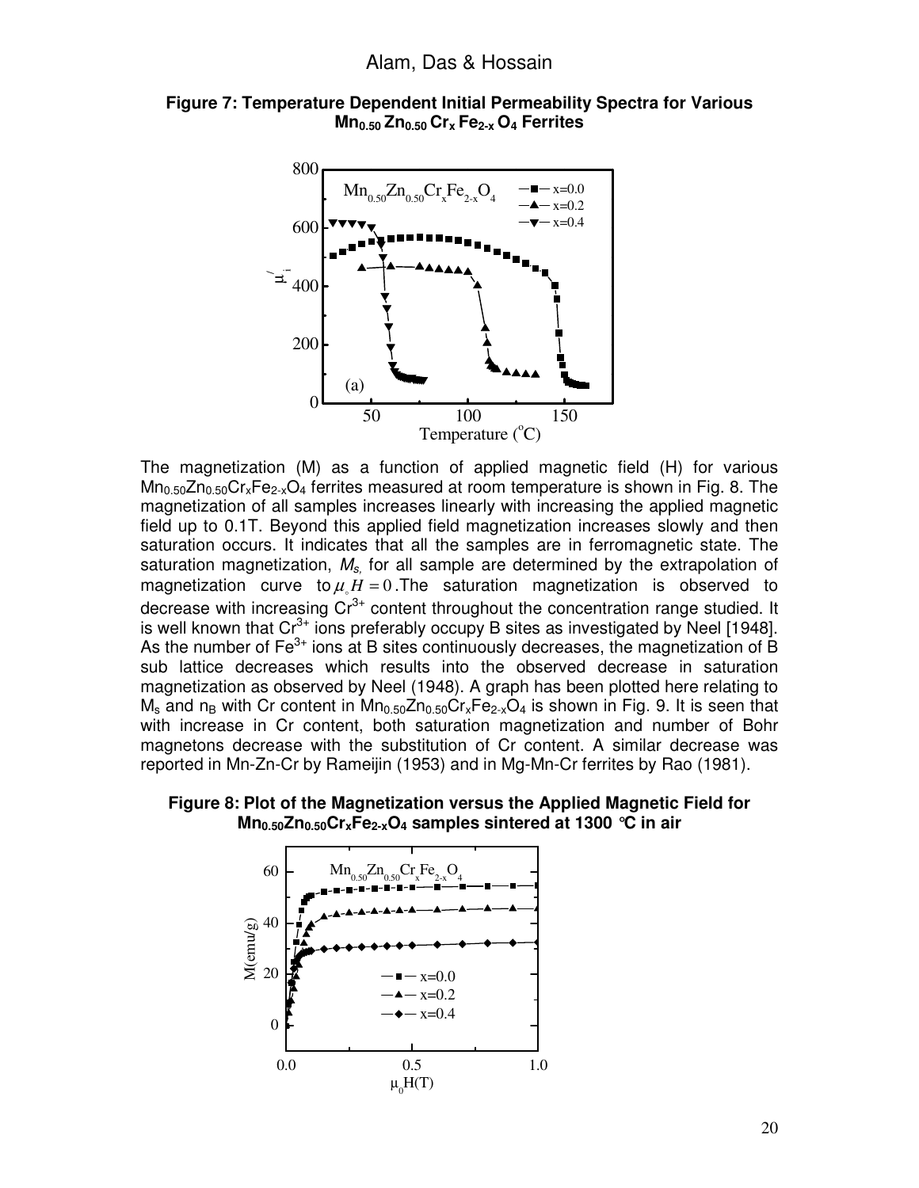**Figure 7: Temperature Dependent Initial Permeability Spectra for Various $Mn_{0.50}Zn_{0.50}Cr_xFe_{2-x}O_4$ Ferrites**

The magnetization (M) as a function of applied magnetic field (H) for various $Mn_{0.50}Zn_{0.50}Cr_xFe_{2-x}O_4$ ferrites measured at room temperature is shown in Fig. 8. The magnetization of all samples increases linearly with increasing the applied magnetic field up to 0.1T. Beyond this applied field magnetization increases slowly and then saturation occurs. It indicates that all the samples are in ferromagnetic state. The saturation magnetization, $M_s$, for all sample are determined by the extrapolation of magnetization curve to $\mu_\circ H = 0$. The saturation magnetization is observed to decrease with increasing $Cr^{3+}$ content throughout the concentration range studied. It is well known that $Cr^{3+}$ ions preferably occupy B sites as investigated by Neel [1948]. As the number of $Fe^{3+}$ ions at B sites continuously decreases, the magnetization of B sub lattice decreases which results into the observed decrease in saturation magnetization as observed by Neel (1948). A graph has been plotted here relating to $M_s$ and $n_B$ with Cr content in $Mn_{0.50}Zn_{0.50}Cr_xFe_{2-x}O_4$ is shown in Fig. 9. It is seen that with increase in Cr content, both saturation magnetization and number of Bohr magnetons decrease with the substitution of Cr content. A similar decrease was reported in Mn-Zn-Cr by Rameijin (1953) and in Mg-Mn-Cr ferrites by Rao (1981).

**Figure 8: Plot of the Magnetization versus the Applied Magnetic Field for $Mn_{0.50}Zn_{0.50}Cr_xFe_{2-x}O_4$ samples sintered at 1300 °C in air**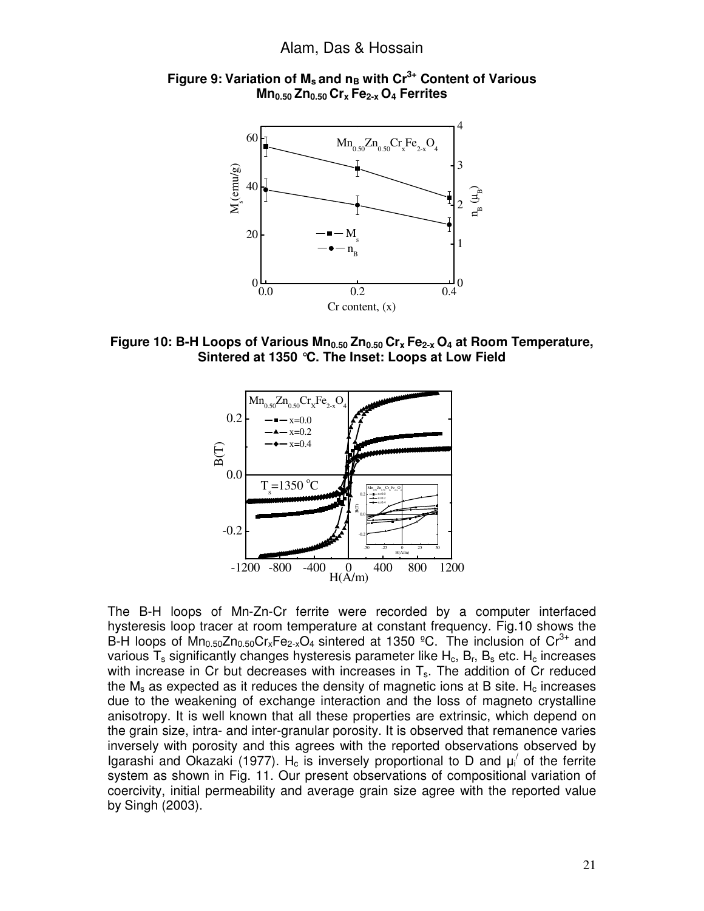**Figure 9: Variation of $M_s$ and $n_B$ with $Cr^{3+}$ Content of Various $Mn_{0.50}Zn_{0.50}Cr_xFe_{2-x}O_4$ Ferrites**

**Figure 10: B-H Loops of Various $Mn_{0.50}Zn_{0.50}Cr_xFe_{2-x}O_4$ at Room Temperature, Sintered at 1350 °C. The Inset: Loops at Low Field**

The B-H loops of Mn-Zn-Cr ferrite were recorded by a computer interfaced hysteresis loop tracer at room temperature at constant frequency. Fig.10 shows the B-H loops of $Mn_{0.50}Zn_{0.50}Cr_xFe_{2-x}O_4$ sintered at 1350 ºC. The inclusion of $Cr^{3+}$ and various $T_s$ significantly changes hysteresis parameter like $H_c$, $B_r$, $B_s$ etc. $H_c$ increases with increase in Cr but decreases with increases in $T_s$. The addition of Cr reduced the $M_s$ as expected as it reduces the density of magnetic ions at B site. $H_c$ increases due to the weakening of exchange interaction and the loss of magneto crystalline anisotropy. It is well known that all these properties are extrinsic, which depend on the grain size, intra- and inter-granular porosity. It is observed that remanence varies inversely with porosity and this agrees with the reported observations observed by Igarashi and Okazaki (1977). $H_c$ is inversely proportional to D and $\mu_i^{/}$ of the ferrite system as shown in Fig. 11. Our present observations of compositional variation of coercivity, initial permeability and average grain size agree with the reported value by Singh (2003).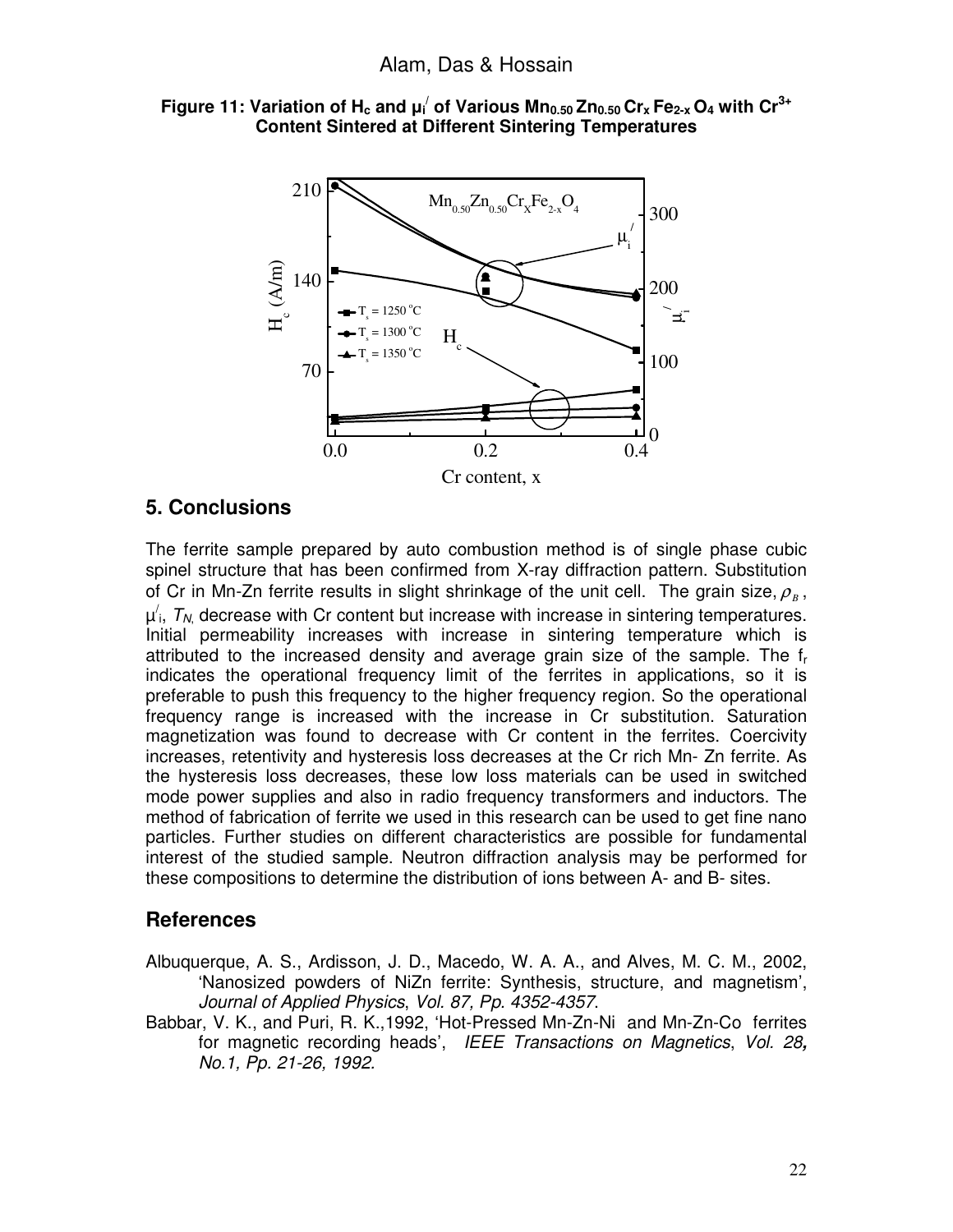**Figure 11: Variation of $H_c$ and $\mu_i^/$ of Various $Mn_{0.50}Zn_{0.50}Cr_xFe_{2-x}O_4$ with $Cr^{3+}$ Content Sintered at Different Sintering Temperatures**

## 5. Conclusions

The ferrite sample prepared by auto combustion method is of single phase cubic spinel structure that has been confirmed from X-ray diffraction pattern. Substitution of Cr in Mn-Zn ferrite results in slight shrinkage of the unit cell. The grain size, $\rho_B$, $\mu_i^/$, $T_N$, decrease with Cr content but increase with increase in sintering temperatures. Initial permeability increases with increase in sintering temperature which is attributed to the increased density and average grain size of the sample. The $f_r$ indicates the operational frequency limit of the ferrites in applications, so it is preferable to push this frequency to the higher frequency region. So the operational frequency range is increased with the increase in Cr substitution. Saturation magnetization was found to decrease with Cr content in the ferrites. Coercivity increases, retentivity and hysteresis loss decreases at the Cr rich Mn- Zn ferrite. As the hysteresis loss decreases, these low loss materials can be used in switched mode power supplies and also in radio frequency transformers and inductors. The method of fabrication of ferrite we used in this research can be used to get fine nano particles. Further studies on different characteristics are possible for fundamental interest of the studied sample. Neutron diffraction analysis may be performed for these compositions to determine the distribution of ions between A- and B- sites.

## References

Albuquerque, A. S., Ardisson, J. D., Macedo, W. A. A., and Alves, M. C. M., 2002, 'Nanosized powders of NiZn ferrite: Synthesis, structure, and magnetism', *Journal of Applied Physics*, *Vol. 87, Pp. 4352-4357.*

Babbar, V. K., and Puri, R. K.,1992, 'Hot-Pressed Mn-Zn-Ni and Mn-Zn-Co ferrites for magnetic recording heads', *IEEE Transactions on Magnetics*, *Vol. 28, No.1, Pp. 21-26, 1992.*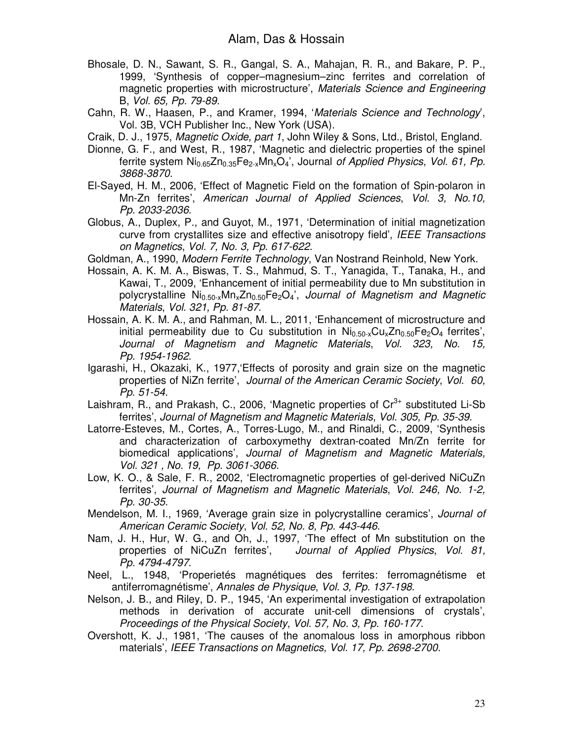Bhosale, D. N., Sawant, S. R., Gangal, S. A., Mahajan, R. R., and Bakare, P. P., 1999, 'Synthesis of copper–magnesium–zinc ferrites and correlation of magnetic properties with microstructure', *Materials Science and Engineering* B, *Vol. 65, Pp. 79-89.*

Cahn, R. W., Haasen, P., and Kramer, 1994, '*Materials Science and Technology*', Vol. 3B, VCH Publisher Inc., New York (USA).

Craik, D. J., 1975, *Magnetic Oxide, part 1*, John Wiley & Sons, Ltd., Bristol, England.

Dionne, G. F., and West, R., 1987, 'Magnetic and dielectric properties of the spinel ferrite system $Ni_{0.65}Zn_{0.35}Fe_{2-x}Mn_xO_4$', Journal *of Applied Physics*, *Vol. 61, Pp. 3868-3870.*

El-Sayed, H. M., 2006, 'Effect of Magnetic Field on the formation of Spin-polaron in Mn-Zn ferrites', *American Journal of Applied Sciences*, *Vol. 3, No.10, Pp. 2033-2036.*

Globus, A., Duplex, P., and Guyot, M., 1971, 'Determination of initial magnetization curve from crystallites size and effective anisotropy field', *IEEE Transactions on Magnetics*, *Vol. 7, No. 3, Pp. 617-622.*

Goldman, A., 1990, *Modern Ferrite Technology*, Van Nostrand Reinhold, New York.

Hossain, A. K. M. A., Biswas, T. S., Mahmud, S. T., Yanagida, T., Tanaka, H., and Kawai, T., 2009, 'Enhancement of initial permeability due to Mn substitution in polycrystalline $Ni_{0.50-x}Mn_xZn_{0.50}Fe_2O_4$', *Journal of Magnetism and Magnetic Materials*, *Vol. 321, Pp. 81-87.*

Hossain, A. K. M. A., and Rahman, M. L., 2011, 'Enhancement of microstructure and initial permeability due to Cu substitution in $Ni_{0.50-x}Cu_xZn_{0.50}Fe_2O_4$ ferrites', *Journal of Magnetism and Magnetic Materials*, *Vol. 323, No. 15, Pp. 1954-1962.*

Igarashi, H., Okazaki, K., 1977,'Effects of porosity and grain size on the magnetic properties of NiZn ferrite', *Journal of the American Ceramic Society*, *Vol. 60, Pp. 51-54.*

Laishram, R., and Prakash, C., 2006, 'Magnetic properties of $Cr^{3+}$ substituted Li-Sb ferrites', *Journal of Magnetism and Magnetic Materials*, *Vol. 305, Pp. 35-39.*

Latorre-Esteves, M., Cortes, A., Torres-Lugo, M., and Rinaldi, C., 2009, 'Synthesis and characterization of carboxymethy dextran-coated Mn/Zn ferrite for biomedical applications', *Journal of Magnetism and Magnetic Materials, Vol. 321 , No. 19, Pp. 3061-3066.*

Low, K. O., & Sale, F. R., 2002, 'Electromagnetic properties of gel-derived NiCuZn ferrites', *Journal of Magnetism and Magnetic Materials*, *Vol. 246, No. 1-2, Pp. 30-35.*

Mendelson, M. I., 1969, 'Average grain size in polycrystalline ceramics', *Journal of American Ceramic Society*, *Vol. 52, No. 8, Pp. 443-446.*

Nam, J. H., Hur, W. G., and Oh, J., 1997, 'The effect of Mn substitution on the properties of NiCuZn ferrites', *Journal of Applied Physics*, *Vol. 81, Pp. 4794-4797.*

Neel, L., 1948, 'Properietés magnétiques des ferrites: ferromagnétisme et antiferromagnétisme', *Annales de Physique*, *Vol. 3, Pp. 137-198.*

Nelson, J. B., and Riley, D. P., 1945, 'An experimental investigation of extrapolation methods in derivation of accurate unit-cell dimensions of crystals', *Proceedings of the Physical Society*, *Vol. 57, No. 3, Pp. 160-177.*

Overshott, K. J., 1981, 'The causes of the anomalous loss in amorphous ribbon materials', *IEEE Transactions on Magnetics, Vol. 17, Pp. 2698-2700.*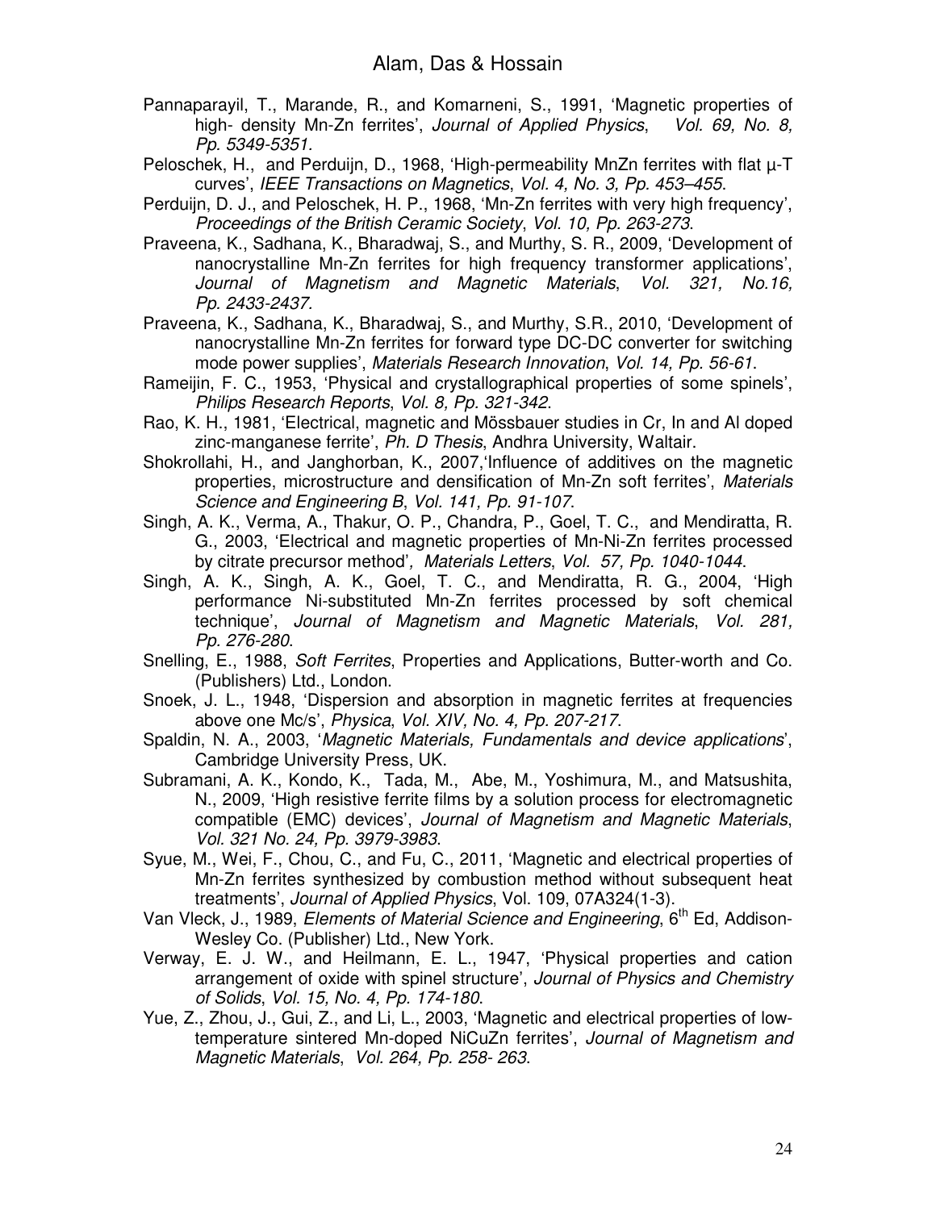Pannaparayil, T., Marande, R., and Komarneni, S., 1991, 'Magnetic properties of high- density Mn-Zn ferrites', *Journal of Applied Physics*, *Vol. 69, No. 8, Pp. 5349-5351.*

Peloschek, H., and Perduijn, D., 1968, 'High-permeability MnZn ferrites with flat μ-T curves', *IEEE Transactions on Magnetics*, *Vol. 4, No. 3, Pp. 453–455*.

Perduijn, D. J., and Peloschek, H. P., 1968, 'Mn-Zn ferrites with very high frequency', *Proceedings of the British Ceramic Society*, *Vol. 10, Pp. 263-273*.

Praveena, K., Sadhana, K., Bharadwaj, S., and Murthy, S. R., 2009, 'Development of nanocrystalline Mn-Zn ferrites for high frequency transformer applications', *Journal of Magnetism and Magnetic Materials*, *Vol. 321, No.16, Pp. 2433-2437*.

Praveena, K., Sadhana, K., Bharadwaj, S., and Murthy, S.R., 2010, 'Development of nanocrystalline Mn-Zn ferrites for forward type DC-DC converter for switching mode power supplies', *Materials Research Innovation*, *Vol. 14, Pp. 56-61*.

Rameijin, F. C., 1953, 'Physical and crystallographical properties of some spinels', *Philips Research Reports*, *Vol. 8, Pp. 321-342*.

Rao, K. H., 1981, 'Electrical, magnetic and Mössbauer studies in Cr, In and Al doped zinc-manganese ferrite', *Ph. D Thesis*, Andhra University, Waltair.

Shokrollahi, H., and Janghorban, K., 2007,'Influence of additives on the magnetic properties, microstructure and densification of Mn-Zn soft ferrites', *Materials Science and Engineering B*, *Vol. 141, Pp. 91-107*.

Singh, A. K., Verma, A., Thakur, O. P., Chandra, P., Goel, T. C., and Mendiratta, R. G., 2003, 'Electrical and magnetic properties of Mn-Ni-Zn ferrites processed by citrate precursor method', *Materials Letters*, *Vol. 57, Pp. 1040-1044*.

Singh, A. K., Singh, A. K., Goel, T. C., and Mendiratta, R. G., 2004, 'High performance Ni-substituted Mn-Zn ferrites processed by soft chemical technique', *Journal of Magnetism and Magnetic Materials*, *Vol. 281, Pp. 276-280*.

Snelling, E., 1988, *Soft Ferrites*, Properties and Applications, Butter-worth and Co. (Publishers) Ltd., London.

Snoek, J. L., 1948, 'Dispersion and absorption in magnetic ferrites at frequencies above one Mc/s', *Physica*, *Vol. XIV, No. 4, Pp. 207-217*.

Spaldin, N. A., 2003, '*Magnetic Materials, Fundamentals and device applications*', Cambridge University Press, UK.

Subramani, A. K., Kondo, K., Tada, M., Abe, M., Yoshimura, M., and Matsushita, N., 2009, 'High resistive ferrite films by a solution process for electromagnetic compatible (EMC) devices', *Journal of Magnetism and Magnetic Materials*, *Vol. 321 No. 24, Pp. 3979-3983*.

Syue, M., Wei, F., Chou, C., and Fu, C., 2011, 'Magnetic and electrical properties of Mn-Zn ferrites synthesized by combustion method without subsequent heat treatments', *Journal of Applied Physics*, Vol. 109, 07A324(1-3).

Van Vleck, J., 1989, *Elements of Material Science and Engineering*, 6th Ed, Addison-Wesley Co. (Publisher) Ltd., New York.

Verway, E. J. W., and Heilmann, E. L., 1947, 'Physical properties and cation arrangement of oxide with spinel structure', *Journal of Physics and Chemistry of Solids*, *Vol. 15, No. 4, Pp. 174-180*.

Yue, Z., Zhou, J., Gui, Z., and Li, L., 2003, 'Magnetic and electrical properties of low-temperature sintered Mn-doped NiCuZn ferrites', *Journal of Magnetism and Magnetic Materials*, *Vol. 264, Pp. 258- 263*.